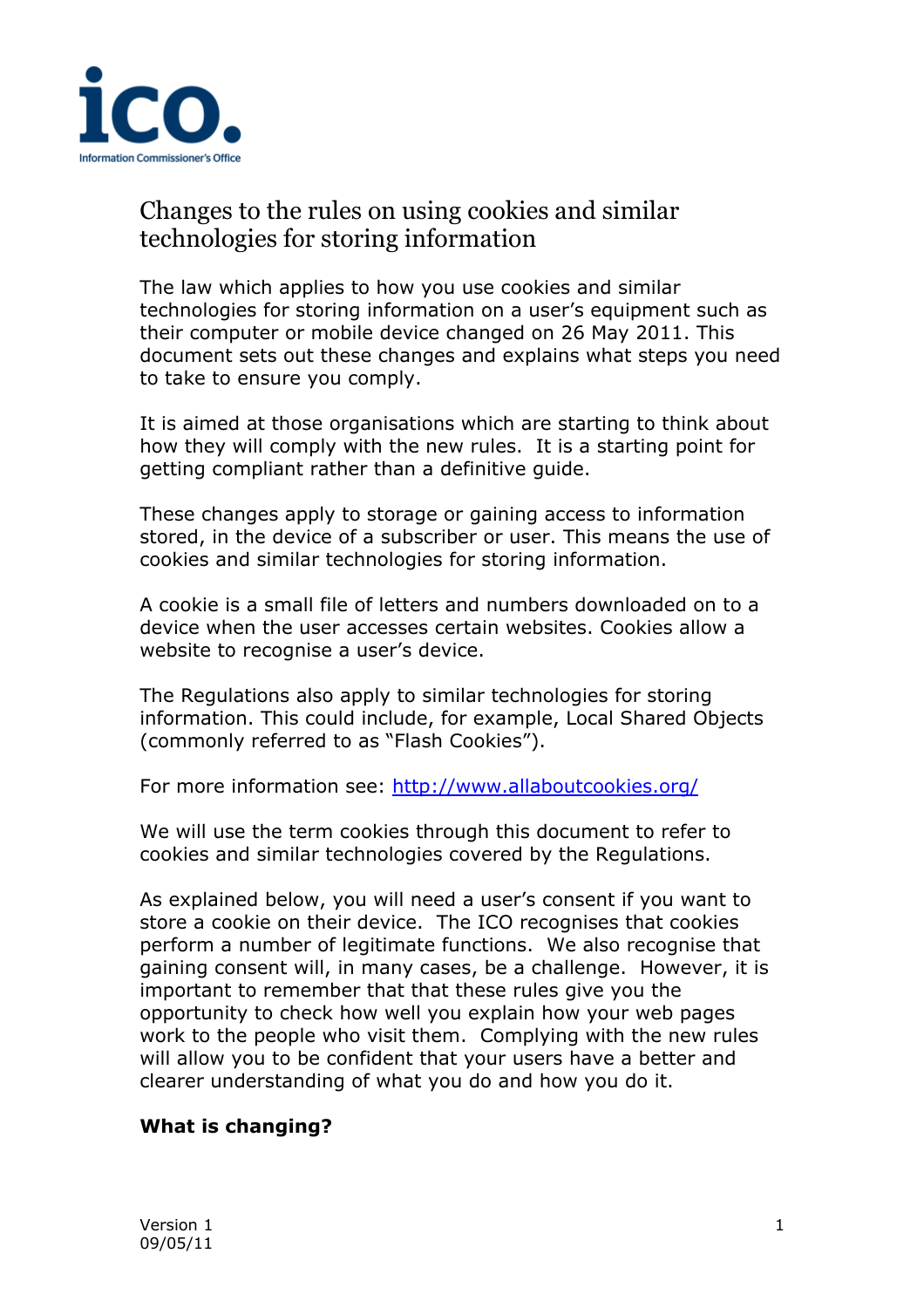# Changes to the rules on using cookies and similar technologies for storing information

The law which applies to how you use cookies and similar technologies for storing information on a user's equipment such as their computer or mobile device changed on 26 May 2011. This document sets out these changes and explains what steps you need to take to ensure you comply.

It is aimed at those organisations which are starting to think about how they will comply with the new rules. It is a starting point for getting compliant rather than a definitive guide.

These changes apply to storage or gaining access to information stored, in the device of a subscriber or user. This means the use of cookies and similar technologies for storing information.

A cookie is a small file of letters and numbers downloaded on to a device when the user accesses certain websites. Cookies allow a website to recognise a user's device.

The Regulations also apply to similar technologies for storing information. This could include, for example, Local Shared Objects (commonly referred to as "Flash Cookies").

For more information see: [http://www.allaboutcookies.org/](http://www.allaboutcookies.org/)

We will use the term cookies through this document to refer to cookies and similar technologies covered by the Regulations.

As explained below, you will need a user's consent if you want to store a cookie on their device. The ICO recognises that cookies perform a number of legitimate functions. We also recognise that gaining consent will, in many cases, be a challenge. However, it is important to remember that that these rules give you the opportunity to check how well you explain how your web pages work to the people who visit them. Complying with the new rules will allow you to be confident that your users have a better and clearer understanding of what you do and how you do it.

## What is changing?

Version 1
09/05/11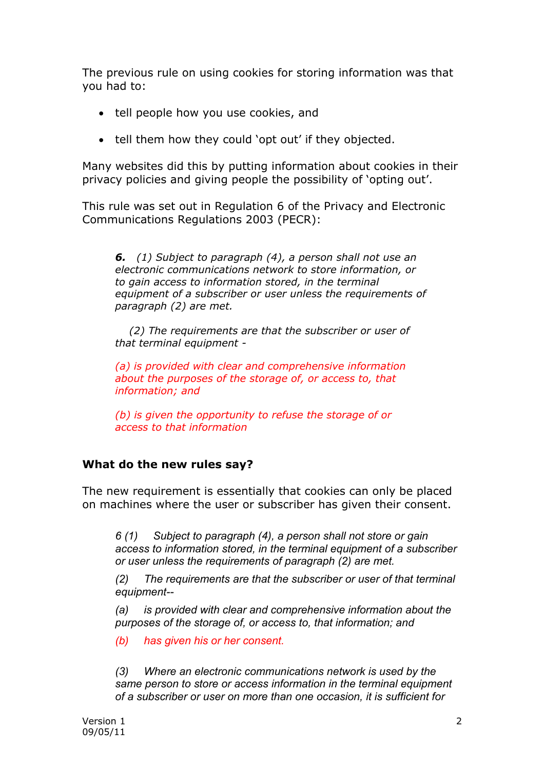The previous rule on using cookies for storing information was that you had to:

- tell people how you use cookies, and
- tell them how they could 'opt out' if they objected.

Many websites did this by putting information about cookies in their privacy policies and giving people the possibility of 'opting out'.

This rule was set out in Regulation 6 of the Privacy and Electronic Communications Regulations 2003 (PECR):

> ***6.*** *(1) Subject to paragraph (4), a person shall not use an electronic communications network to store information, or to gain access to information stored, in the terminal equipment of a subscriber or user unless the requirements of paragraph (2) are met.*
>
> *(2) The requirements are that the subscriber or user of that terminal equipment -*
>
> *(a) is provided with clear and comprehensive information about the purposes of the storage of, or access to, that information; and*
>
> *(b) is given the opportunity to refuse the storage of or access to that information*

### What do the new rules say?

The new requirement is essentially that cookies can only be placed on machines where the user or subscriber has given their consent.

> *6 (1) Subject to paragraph (4), a person shall not store or gain access to information stored, in the terminal equipment of a subscriber or user unless the requirements of paragraph (2) are met.*
>
> *(2) The requirements are that the subscriber or user of that terminal equipment--*
>
> *(a) is provided with clear and comprehensive information about the purposes of the storage of, or access to, that information; and*
>
> *(b) has given his or her consent.*
>
> *(3) Where an electronic communications network is used by the same person to store or access information in the terminal equipment of a subscriber or user on more than one occasion, it is sufficient for*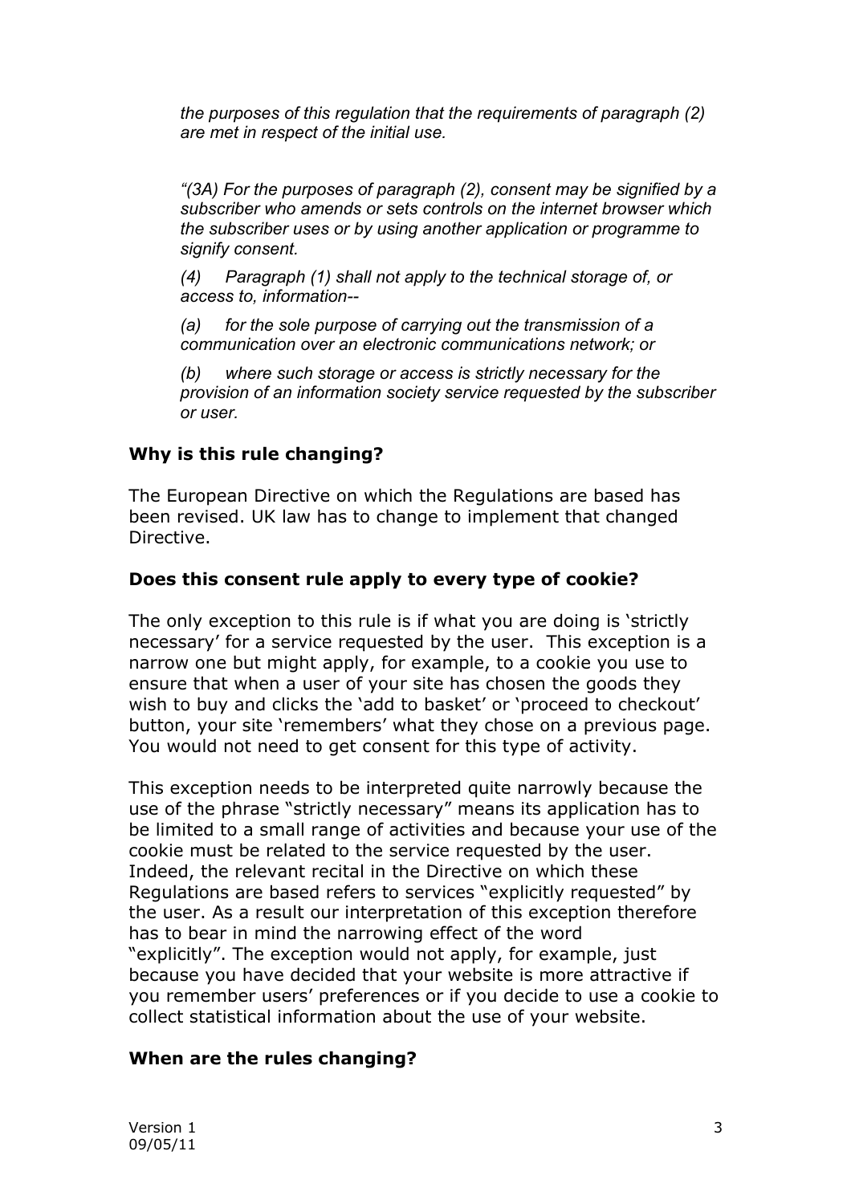*the purposes of this regulation that the requirements of paragraph (2) are met in respect of the initial use.*

*"(3A) For the purposes of paragraph (2), consent may be signified by a subscriber who amends or sets controls on the internet browser which the subscriber uses or by using another application or programme to signify consent.*

*(4) Paragraph (1) shall not apply to the technical storage of, or access to, information--*

*(a) for the sole purpose of carrying out the transmission of a communication over an electronic communications network; or*

*(b) where such storage or access is strictly necessary for the provision of an information society service requested by the subscriber or user.*

### Why is this rule changing?

The European Directive on which the Regulations are based has been revised. UK law has to change to implement that changed Directive.

### Does this consent rule apply to every type of cookie?

The only exception to this rule is if what you are doing is 'strictly necessary' for a service requested by the user. This exception is a narrow one but might apply, for example, to a cookie you use to ensure that when a user of your site has chosen the goods they wish to buy and clicks the 'add to basket' or 'proceed to checkout' button, your site 'remembers' what they chose on a previous page. You would not need to get consent for this type of activity.

This exception needs to be interpreted quite narrowly because the use of the phrase "strictly necessary" means its application has to be limited to a small range of activities and because your use of the cookie must be related to the service requested by the user. Indeed, the relevant recital in the Directive on which these Regulations are based refers to services "explicitly requested" by the user. As a result our interpretation of this exception therefore has to bear in mind the narrowing effect of the word "explicitly". The exception would not apply, for example, just because you have decided that your website is more attractive if you remember users' preferences or if you decide to use a cookie to collect statistical information about the use of your website.

### When are the rules changing?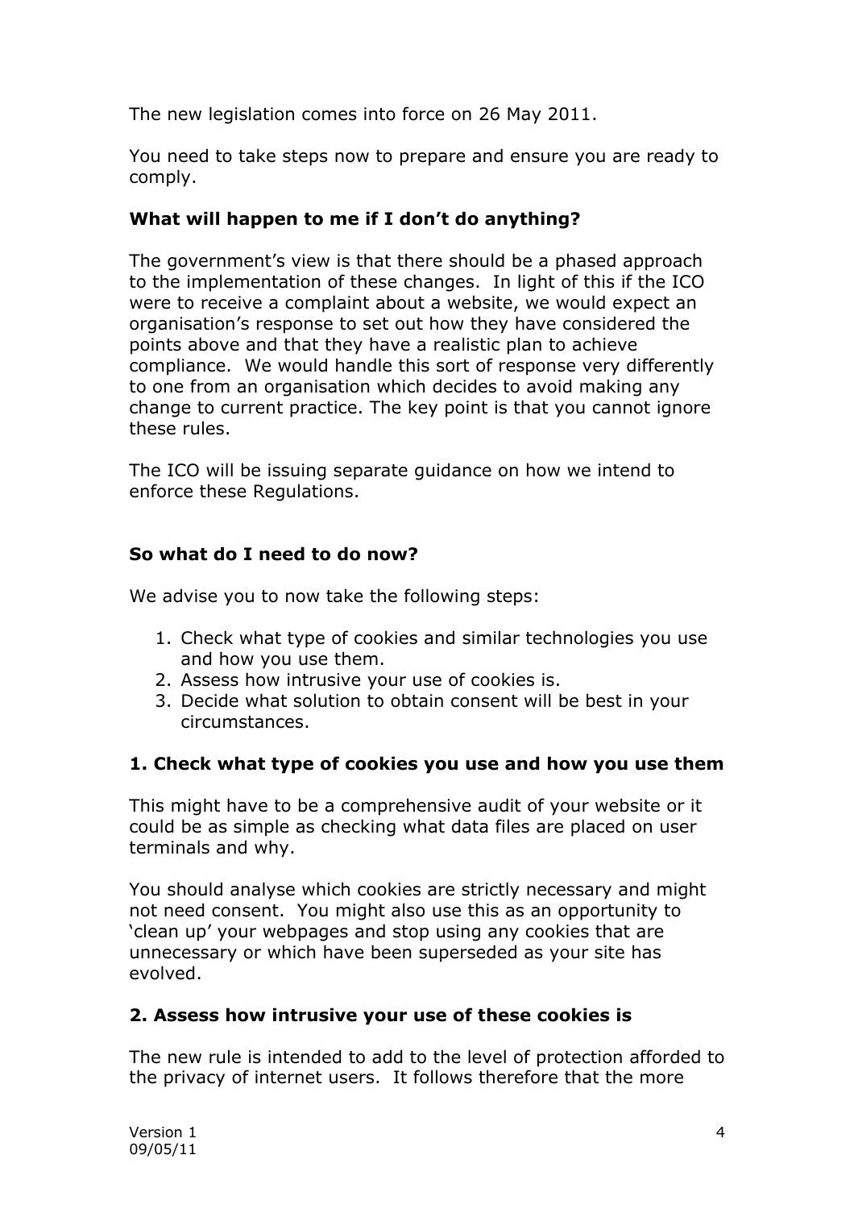The new legislation comes into force on 26 May 2011.

You need to take steps now to prepare and ensure you are ready to comply.

### What will happen to me if I don't do anything?

The government's view is that there should be a phased approach to the implementation of these changes. In light of this if the ICO were to receive a complaint about a website, we would expect an organisation's response to set out how they have considered the points above and that they have a realistic plan to achieve compliance. We would handle this sort of response very differently to one from an organisation which decides to avoid making any change to current practice. The key point is that you cannot ignore these rules.

The ICO will be issuing separate guidance on how we intend to enforce these Regulations.

### So what do I need to do now?

We advise you to now take the following steps:

1. Check what type of cookies and similar technologies you use and how you use them.
2. Assess how intrusive your use of cookies is.
3. Decide what solution to obtain consent will be best in your circumstances.

### 1. Check what type of cookies you use and how you use them

This might have to be a comprehensive audit of your website or it could be as simple as checking what data files are placed on user terminals and why.

You should analyse which cookies are strictly necessary and might not need consent. You might also use this as an opportunity to 'clean up' your webpages and stop using any cookies that are unnecessary or which have been superseded as your site has evolved.

### 2. Assess how intrusive your use of these cookies is

The new rule is intended to add to the level of protection afforded to the privacy of internet users. It follows therefore that the more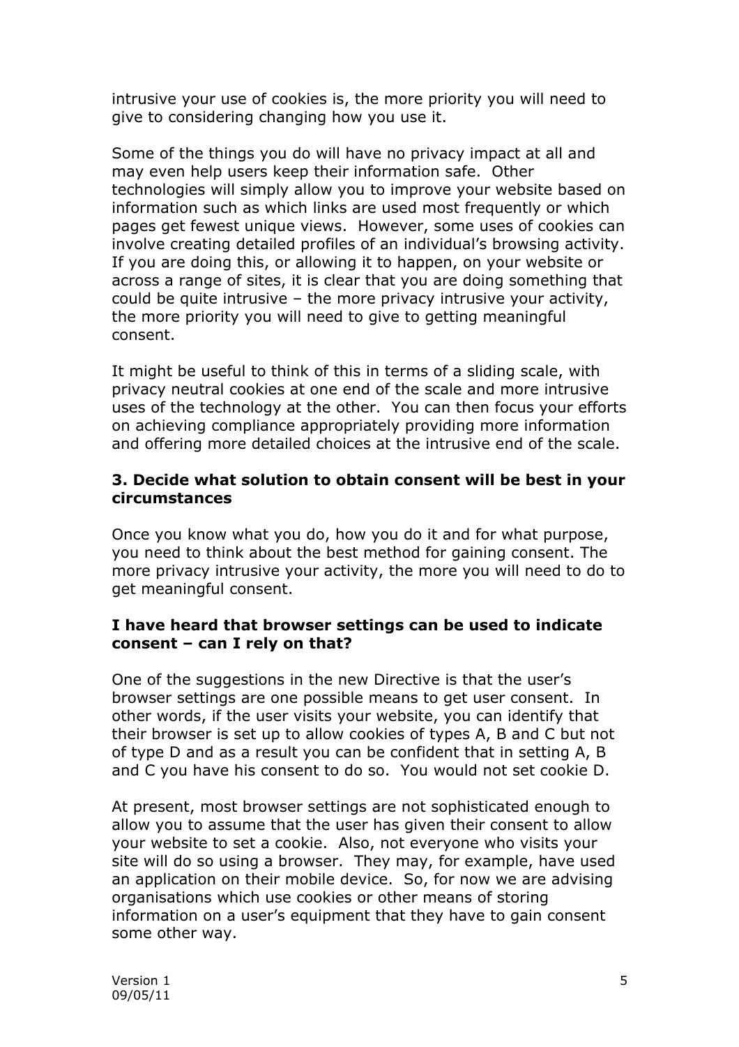intrusive your use of cookies is, the more priority you will need to give to considering changing how you use it.

Some of the things you do will have no privacy impact at all and may even help users keep their information safe. Other technologies will simply allow you to improve your website based on information such as which links are used most frequently or which pages get fewest unique views. However, some uses of cookies can involve creating detailed profiles of an individual's browsing activity. If you are doing this, or allowing it to happen, on your website or across a range of sites, it is clear that you are doing something that could be quite intrusive – the more privacy intrusive your activity, the more priority you will need to give to getting meaningful consent.

It might be useful to think of this in terms of a sliding scale, with privacy neutral cookies at one end of the scale and more intrusive uses of the technology at the other. You can then focus your efforts on achieving compliance appropriately providing more information and offering more detailed choices at the intrusive end of the scale.

### 3. Decide what solution to obtain consent will be best in your circumstances

Once you know what you do, how you do it and for what purpose, you need to think about the best method for gaining consent. The more privacy intrusive your activity, the more you will need to do to get meaningful consent.

**I have heard that browser settings can be used to indicate consent – can I rely on that?**

One of the suggestions in the new Directive is that the user's browser settings are one possible means to get user consent. In other words, if the user visits your website, you can identify that their browser is set up to allow cookies of types A, B and C but not of type D and as a result you can be confident that in setting A, B and C you have his consent to do so. You would not set cookie D.

At present, most browser settings are not sophisticated enough to allow you to assume that the user has given their consent to allow your website to set a cookie. Also, not everyone who visits your site will do so using a browser. They may, for example, have used an application on their mobile device. So, for now we are advising organisations which use cookies or other means of storing information on a user's equipment that they have to gain consent some other way.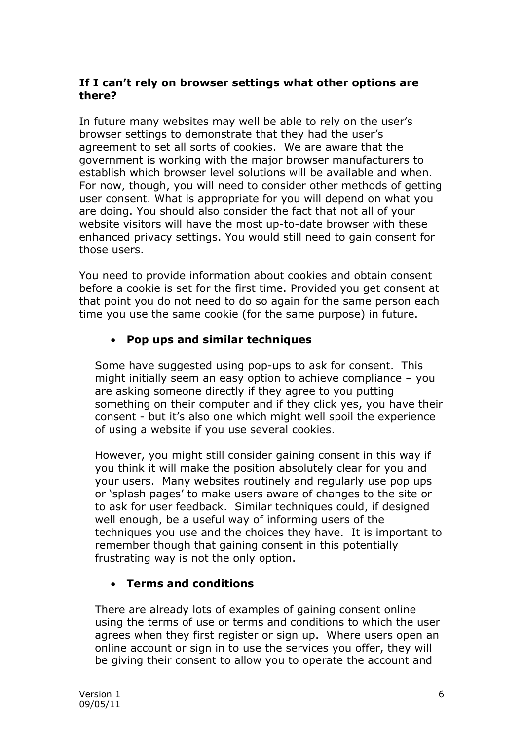**If I can't rely on browser settings what other options are there?**

In future many websites may well be able to rely on the user's browser settings to demonstrate that they had the user's agreement to set all sorts of cookies. We are aware that the government is working with the major browser manufacturers to establish which browser level solutions will be available and when. For now, though, you will need to consider other methods of getting user consent. What is appropriate for you will depend on what you are doing. You should also consider the fact that not all of your website visitors will have the most up-to-date browser with these enhanced privacy settings. You would still need to gain consent for those users.

You need to provide information about cookies and obtain consent before a cookie is set for the first time. Provided you get consent at that point you do not need to do so again for the same person each time you use the same cookie (for the same purpose) in future.

- **Pop ups and similar techniques**

  Some have suggested using pop-ups to ask for consent. This might initially seem an easy option to achieve compliance – you are asking someone directly if they agree to you putting something on their computer and if they click yes, you have their consent - but it's also one which might well spoil the experience of using a website if you use several cookies.

  However, you might still consider gaining consent in this way if you think it will make the position absolutely clear for you and your users. Many websites routinely and regularly use pop ups or 'splash pages' to make users aware of changes to the site or to ask for user feedback. Similar techniques could, if designed well enough, be a useful way of informing users of the techniques you use and the choices they have. It is important to remember though that gaining consent in this potentially frustrating way is not the only option.

- **Terms and conditions**

  There are already lots of examples of gaining consent online using the terms of use or terms and conditions to which the user agrees when they first register or sign up. Where users open an online account or sign in to use the services you offer, they will be giving their consent to allow you to operate the account and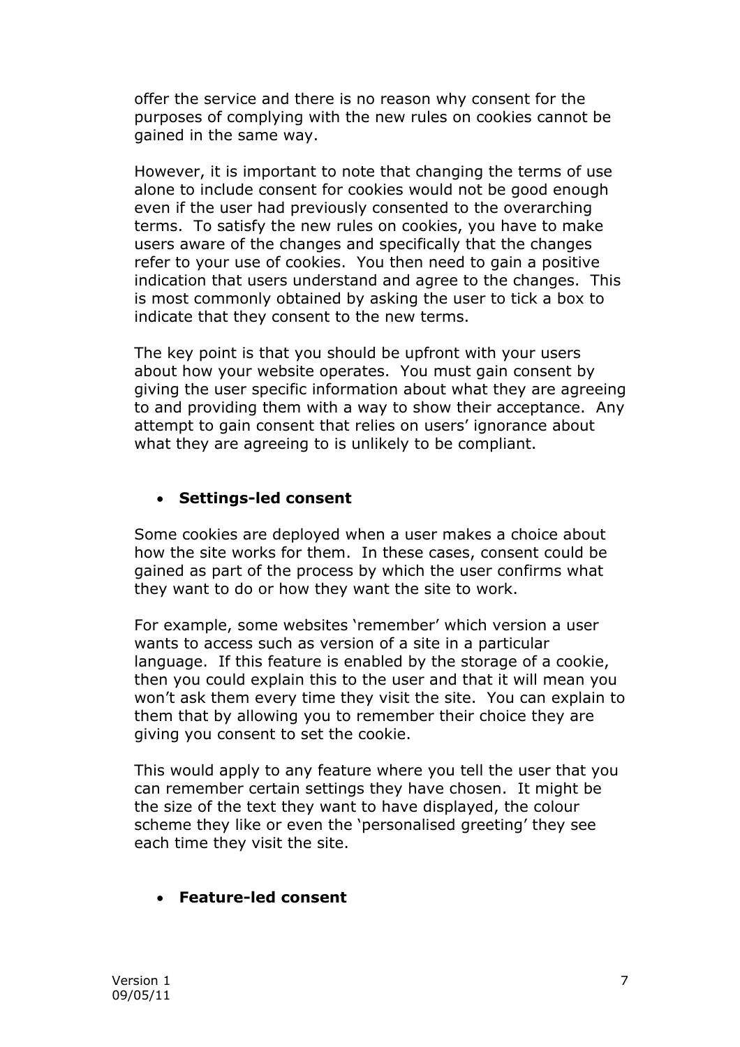offer the service and there is no reason why consent for the purposes of complying with the new rules on cookies cannot be gained in the same way.

However, it is important to note that changing the terms of use alone to include consent for cookies would not be good enough even if the user had previously consented to the overarching terms. To satisfy the new rules on cookies, you have to make users aware of the changes and specifically that the changes refer to your use of cookies. You then need to gain a positive indication that users understand and agree to the changes. This is most commonly obtained by asking the user to tick a box to indicate that they consent to the new terms.

The key point is that you should be upfront with your users about how your website operates. You must gain consent by giving the user specific information about what they are agreeing to and providing them with a way to show their acceptance. Any attempt to gain consent that relies on users' ignorance about what they are agreeing to is unlikely to be compliant.

- **Settings-led consent**

Some cookies are deployed when a user makes a choice about how the site works for them. In these cases, consent could be gained as part of the process by which the user confirms what they want to do or how they want the site to work.

For example, some websites 'remember' which version a user wants to access such as version of a site in a particular language. If this feature is enabled by the storage of a cookie, then you could explain this to the user and that it will mean you won't ask them every time they visit the site. You can explain to them that by allowing you to remember their choice they are giving you consent to set the cookie.

This would apply to any feature where you tell the user that you can remember certain settings they have chosen. It might be the size of the text they want to have displayed, the colour scheme they like or even the 'personalised greeting' they see each time they visit the site.

- **Feature-led consent**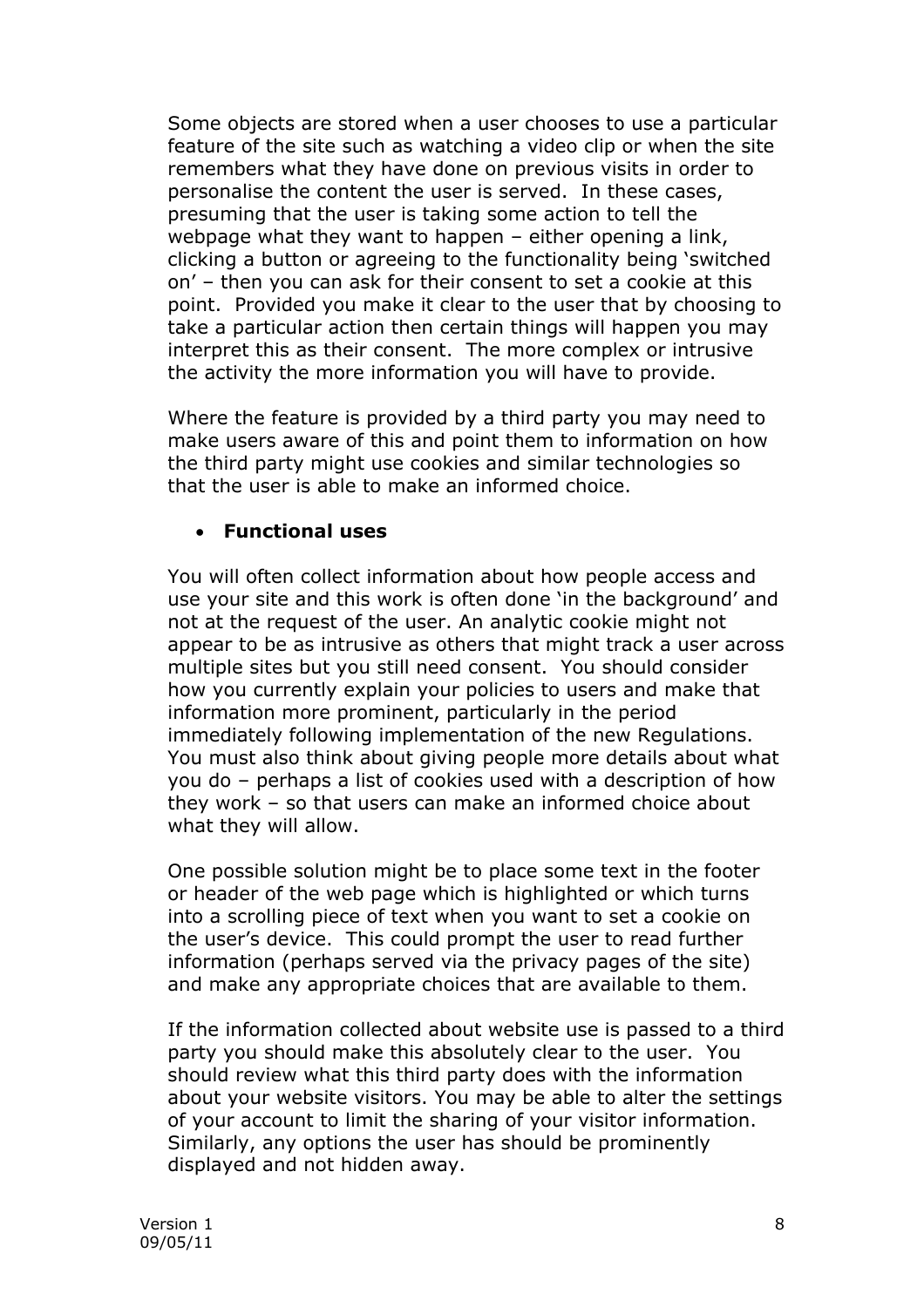Some objects are stored when a user chooses to use a particular feature of the site such as watching a video clip or when the site remembers what they have done on previous visits in order to personalise the content the user is served. In these cases, presuming that the user is taking some action to tell the webpage what they want to happen – either opening a link, clicking a button or agreeing to the functionality being 'switched on' – then you can ask for their consent to set a cookie at this point. Provided you make it clear to the user that by choosing to take a particular action then certain things will happen you may interpret this as their consent. The more complex or intrusive the activity the more information you will have to provide.

Where the feature is provided by a third party you may need to make users aware of this and point them to information on how the third party might use cookies and similar technologies so that the user is able to make an informed choice.

- **Functional uses**

You will often collect information about how people access and use your site and this work is often done 'in the background' and not at the request of the user. An analytic cookie might not appear to be as intrusive as others that might track a user across multiple sites but you still need consent. You should consider how you currently explain your policies to users and make that information more prominent, particularly in the period immediately following implementation of the new Regulations. You must also think about giving people more details about what you do – perhaps a list of cookies used with a description of how they work – so that users can make an informed choice about what they will allow.

One possible solution might be to place some text in the footer or header of the web page which is highlighted or which turns into a scrolling piece of text when you want to set a cookie on the user's device. This could prompt the user to read further information (perhaps served via the privacy pages of the site) and make any appropriate choices that are available to them.

If the information collected about website use is passed to a third party you should make this absolutely clear to the user. You should review what this third party does with the information about your website visitors. You may be able to alter the settings of your account to limit the sharing of your visitor information. Similarly, any options the user has should be prominently displayed and not hidden away.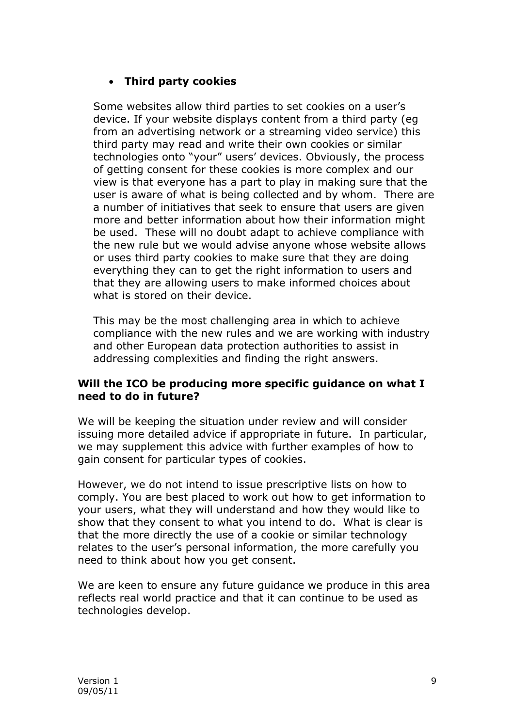- **Third party cookies**

  Some websites allow third parties to set cookies on a user's device. If your website displays content from a third party (eg from an advertising network or a streaming video service) this third party may read and write their own cookies or similar technologies onto "your" users' devices. Obviously, the process of getting consent for these cookies is more complex and our view is that everyone has a part to play in making sure that the user is aware of what is being collected and by whom. There are a number of initiatives that seek to ensure that users are given more and better information about how their information might be used. These will no doubt adapt to achieve compliance with the new rule but we would advise anyone whose website allows or uses third party cookies to make sure that they are doing everything they can to get the right information to users and that they are allowing users to make informed choices about what is stored on their device.

  This may be the most challenging area in which to achieve compliance with the new rules and we are working with industry and other European data protection authorities to assist in addressing complexities and finding the right answers.

**Will the ICO be producing more specific guidance on what I need to do in future?**

We will be keeping the situation under review and will consider issuing more detailed advice if appropriate in future. In particular, we may supplement this advice with further examples of how to gain consent for particular types of cookies.

However, we do not intend to issue prescriptive lists on how to comply. You are best placed to work out how to get information to your users, what they will understand and how they would like to show that they consent to what you intend to do. What is clear is that the more directly the use of a cookie or similar technology relates to the user's personal information, the more carefully you need to think about how you get consent.

We are keen to ensure any future guidance we produce in this area reflects real world practice and that it can continue to be used as technologies develop.